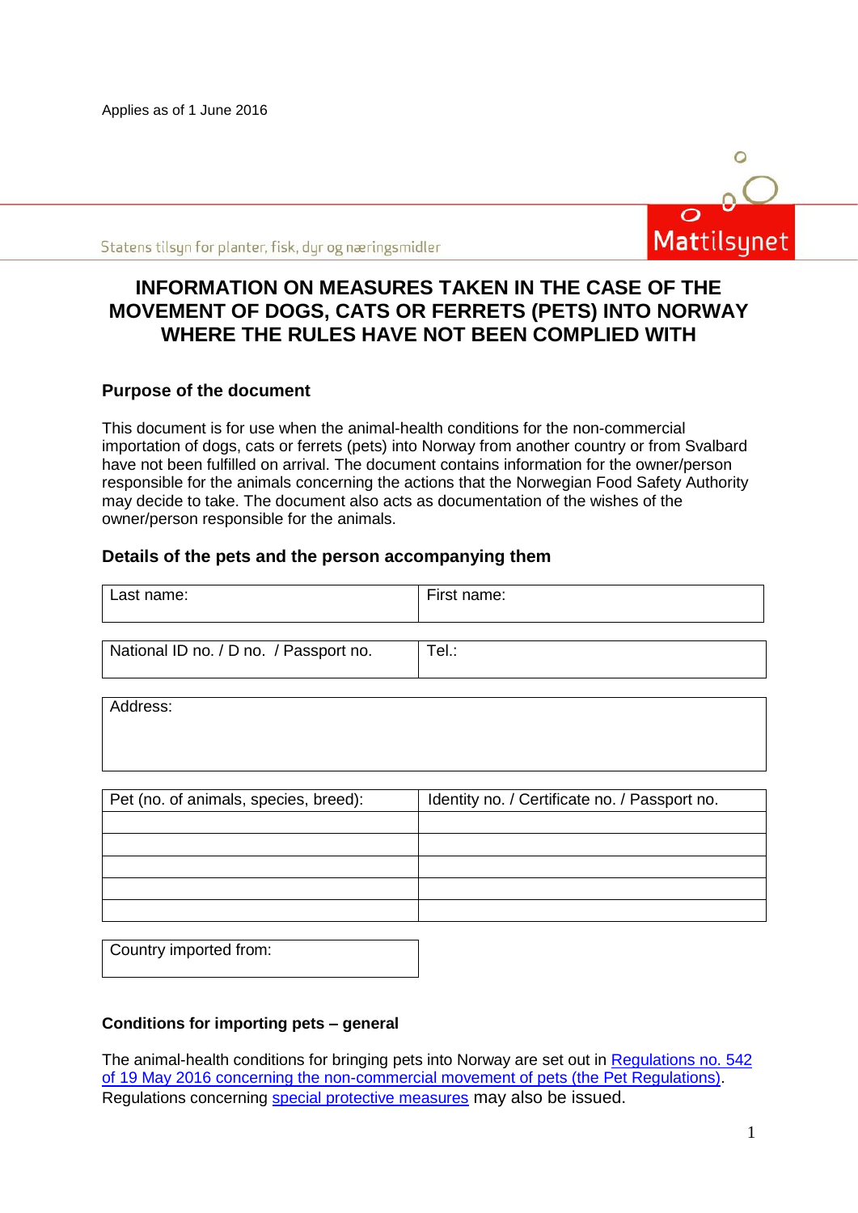Applies as of 1 June 2016

Statens tilsyn for planter, fisk, dyr og næringsmidler

Mattilsynet

# INFORMATION ON MEASURES TAKEN IN THE CASE OF THE MOVEMENT OF DOGS, CATS OR FERRETS (PETS) INTO NORWAY WHERE THE RULES HAVE NOT BEEN COMPLIED WITH

## Purpose of the document

This document is for use when the animal-health conditions for the non-commercial importation of dogs, cats or ferrets (pets) into Norway from another country or from Svalbard have not been fulfilled on arrival. The document contains information for the owner/person responsible for the animals concerning the actions that the Norwegian Food Safety Authority may decide to take. The document also acts as documentation of the wishes of the owner/person responsible for the animals.

## Details of the pets and the person accompanying them

| Last name: | First name: |
|---|---|
| | |

| National ID no. / D no. / Passport no. | Tel.: |
|---|---|
| | |

| Address: |
|---|
| |

| Pet (no. of animals, species, breed): | Identity no. / Certificate no. / Passport no. |
|---|---|
| | |
| | |
| | |
| | |
| | |

| Country imported from: |
|---|
| |

### Conditions for importing pets – general

The animal-health conditions for bringing pets into Norway are set out in [Regulations no. 542 of 19 May 2016 concerning the non-commercial movement of pets (the Pet Regulations)]. Regulations concerning [special protective measures] may also be issued.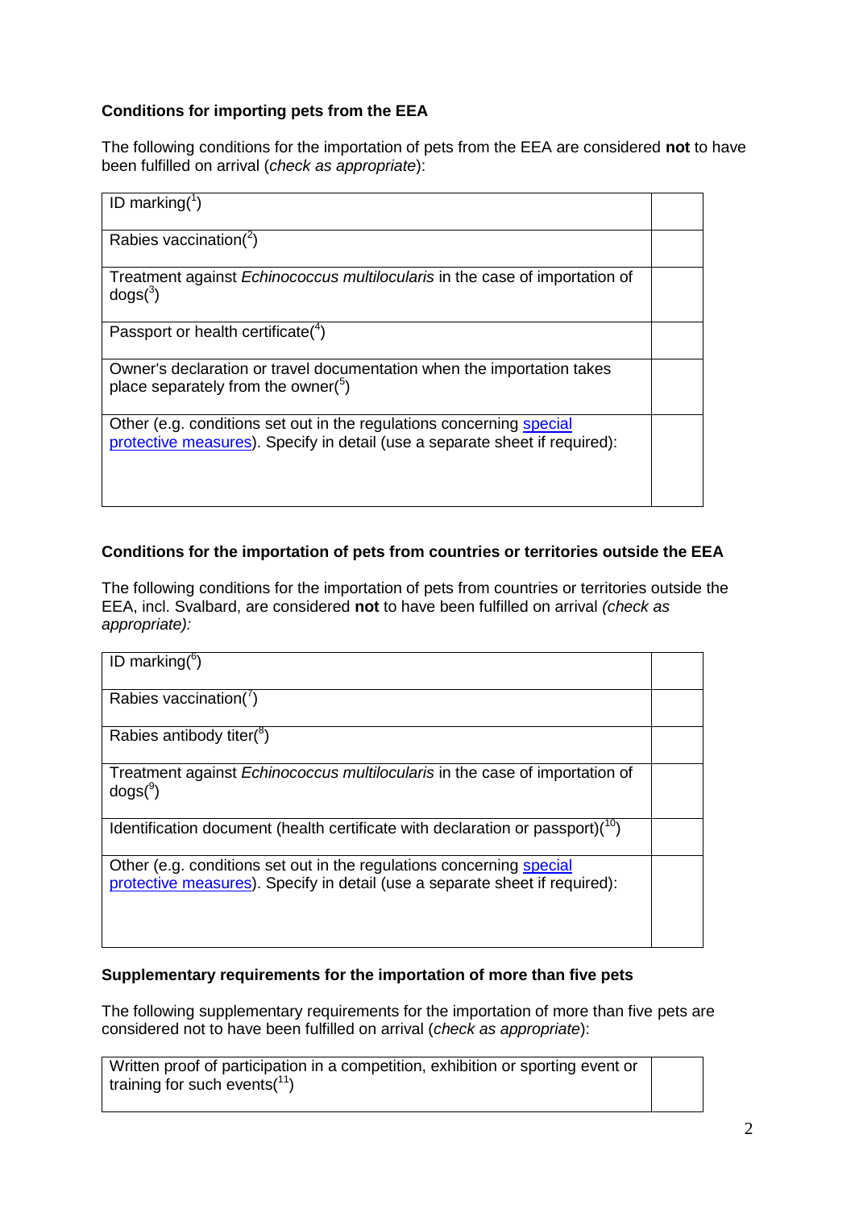**Conditions for importing pets from the EEA**

The following conditions for the importation of pets from the EEA are considered **not** to have been fulfilled on arrival (*check as appropriate*):

| | |
|---|---|
| ID marking([1]) | |
| Rabies vaccination([2]) | |
| Treatment against *Echinococcus multilocularis* in the case of importation of dogs([3]) | |
| Passport or health certificate([4]) | |
| Owner's declaration or travel documentation when the importation takes place separately from the owner([5]) | |
| Other (e.g. conditions set out in the regulations concerning special protective measures). Specify in detail (use a separate sheet if required): | |

**Conditions for the importation of pets from countries or territories outside the EEA**

The following conditions for the importation of pets from countries or territories outside the EEA, incl. Svalbard, are considered **not** to have been fulfilled on arrival *(check as appropriate):*

| | |
|---|---|
| ID marking([6]) | |
| Rabies vaccination([7]) | |
| Rabies antibody titer([8]) | |
| Treatment against *Echinococcus multilocularis* in the case of importation of dogs([9]) | |
| Identification document (health certificate with declaration or passport)([10]) | |
| Other (e.g. conditions set out in the regulations concerning special protective measures). Specify in detail (use a separate sheet if required): | |

**Supplementary requirements for the importation of more than five pets**

The following supplementary requirements for the importation of more than five pets are considered not to have been fulfilled on arrival (*check as appropriate*):

| | |
|---|---|
| Written proof of participation in a competition, exhibition or sporting event or training for such events([11]) | |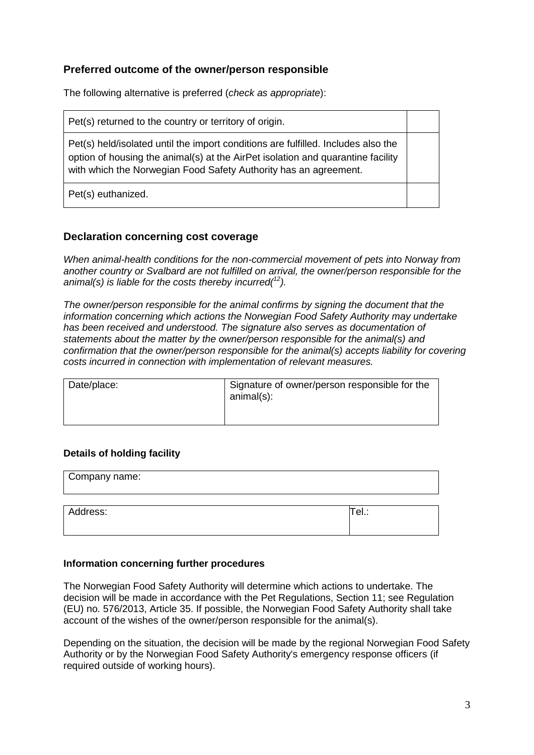## Preferred outcome of the owner/person responsible

The following alternative is preferred (*check as appropriate*):

| | |
|---|---|
| Pet(s) returned to the country or territory of origin. | |
| Pet(s) held/isolated until the import conditions are fulfilled. Includes also the option of housing the animal(s) at the AirPet isolation and quarantine facility with which the Norwegian Food Safety Authority has an agreement. | |
| Pet(s) euthanized. | |

## Declaration concerning cost coverage

*When animal-health conditions for the non-commercial movement of pets into Norway from another country or Svalbard are not fulfilled on arrival, the owner/person responsible for the animal(s) is liable for the costs thereby incurred([12]).*

*The owner/person responsible for the animal confirms by signing the document that the information concerning which actions the Norwegian Food Safety Authority may undertake has been received and understood. The signature also serves as documentation of statements about the matter by the owner/person responsible for the animal(s) and confirmation that the owner/person responsible for the animal(s) accepts liability for covering costs incurred in connection with implementation of relevant measures.*

| Date/place: | Signature of owner/person responsible for the animal(s): |
|---|---|
| | |

### Details of holding facility

| Company name: |
|---|
| |

| Address: | Tel.: |
|---|---|
| | |

### Information concerning further procedures

The Norwegian Food Safety Authority will determine which actions to undertake. The decision will be made in accordance with the Pet Regulations, Section 11; see Regulation (EU) no. 576/2013, Article 35. If possible, the Norwegian Food Safety Authority shall take account of the wishes of the owner/person responsible for the animal(s).

Depending on the situation, the decision will be made by the regional Norwegian Food Safety Authority or by the Norwegian Food Safety Authority's emergency response officers (if required outside of working hours).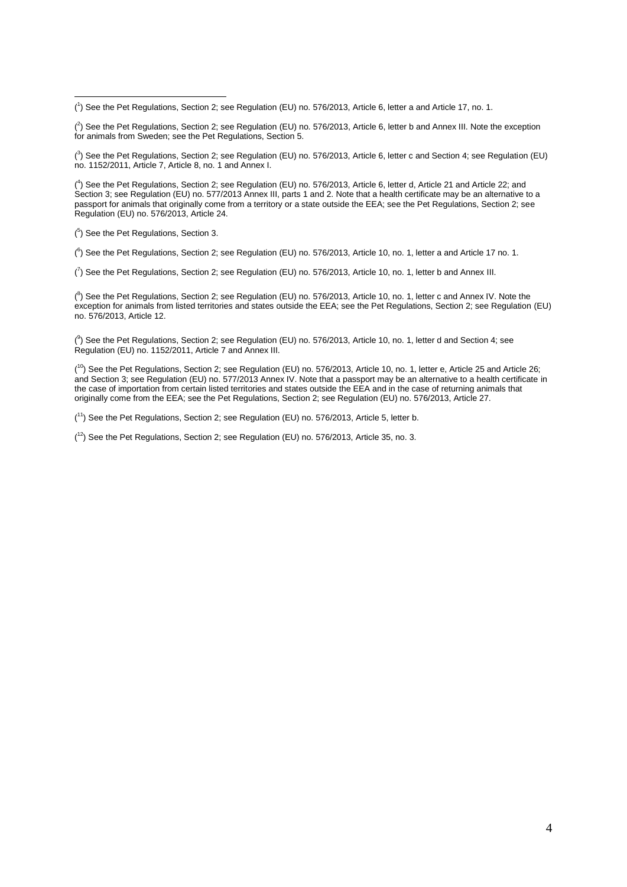([1]) See the Pet Regulations, Section 2; see Regulation (EU) no. 576/2013, Article 6, letter a and Article 17, no. 1.

([2]) See the Pet Regulations, Section 2; see Regulation (EU) no. 576/2013, Article 6, letter b and Annex III. Note the exception for animals from Sweden; see the Pet Regulations, Section 5.

([3]) See the Pet Regulations, Section 2; see Regulation (EU) no. 576/2013, Article 6, letter c and Section 4; see Regulation (EU) no. 1152/2011, Article 7, Article 8, no. 1 and Annex I.

([4]) See the Pet Regulations, Section 2; see Regulation (EU) no. 576/2013, Article 6, letter d, Article 21 and Article 22; and Section 3; see Regulation (EU) no. 577/2013 Annex III, parts 1 and 2. Note that a health certificate may be an alternative to a passport for animals that originally come from a territory or a state outside the EEA; see the Pet Regulations, Section 2; see Regulation (EU) no. 576/2013, Article 24.

([5]) See the Pet Regulations, Section 3.

([6]) See the Pet Regulations, Section 2; see Regulation (EU) no. 576/2013, Article 10, no. 1, letter a and Article 17 no. 1.

([7]) See the Pet Regulations, Section 2; see Regulation (EU) no. 576/2013, Article 10, no. 1, letter b and Annex III.

([8]) See the Pet Regulations, Section 2; see Regulation (EU) no. 576/2013, Article 10, no. 1, letter c and Annex IV. Note the exception for animals from listed territories and states outside the EEA; see the Pet Regulations, Section 2; see Regulation (EU) no. 576/2013, Article 12.

([9]) See the Pet Regulations, Section 2; see Regulation (EU) no. 576/2013, Article 10, no. 1, letter d and Section 4; see Regulation (EU) no. 1152/2011, Article 7 and Annex III.

([10]) See the Pet Regulations, Section 2; see Regulation (EU) no. 576/2013, Article 10, no. 1, letter e, Article 25 and Article 26; and Section 3; see Regulation (EU) no. 577/2013 Annex IV. Note that a passport may be an alternative to a health certificate in the case of importation from certain listed territories and states outside the EEA and in the case of returning animals that originally come from the EEA; see the Pet Regulations, Section 2; see Regulation (EU) no. 576/2013, Article 27.

([11]) See the Pet Regulations, Section 2; see Regulation (EU) no. 576/2013, Article 5, letter b.

([12]) See the Pet Regulations, Section 2; see Regulation (EU) no. 576/2013, Article 35, no. 3.